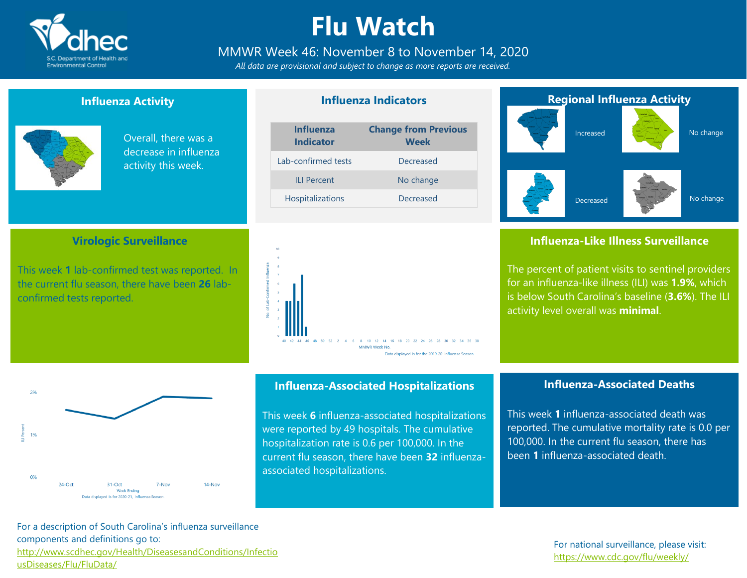# Flu Watch

MMWR Week 46: November 8 to November 14, 2020

*All data are provisional and subject to change as more reports are received.*

## Influenza Activity

Overall, there was a decrease in influenza activity this week.

## Influenza Indicators

| Influenza Indicator | Change from Previous Week |
|---|---|
| Lab-confirmed tests | Decreased |
| ILI Percent | No change |
| Hospitalizations | Decreased |

## Regional Influenza Activity

Increased

No change

Decreased

No change

## Virologic Surveillance

This week **1** lab-confirmed test was reported. In the current flu season, there have been **26** lab-confirmed tests reported.

Data displayed is for the 2019-20 Influenza Season.

## Influenza-Like Illness Surveillance

The percent of patient visits to sentinel providers for an influenza-like illness (ILI) was **1.9%**, which is below South Carolina's baseline (**3.6%**). The ILI activity level overall was **minimal**.

Data displayed is for 2020-21, Influenza Season.

## Influenza-Associated Hospitalizations

This week **6** influenza-associated hospitalizations were reported by 49 hospitals. The cumulative hospitalization rate is 0.6 per 100,000. In the current flu season, there have been **32** influenza-associated hospitalizations.

## Influenza-Associated Deaths

This week **1** influenza-associated death was reported. The cumulative mortality rate is 0.0 per 100,000. In the current flu season, there has been **1** influenza-associated death.

For a description of South Carolina's influenza surveillance components and definitions go to: http://www.scdhec.gov/Health/DiseasesandConditions/InfectiousDiseases/Flu/FluData/

For national surveillance, please visit: https://www.cdc.gov/flu/weekly/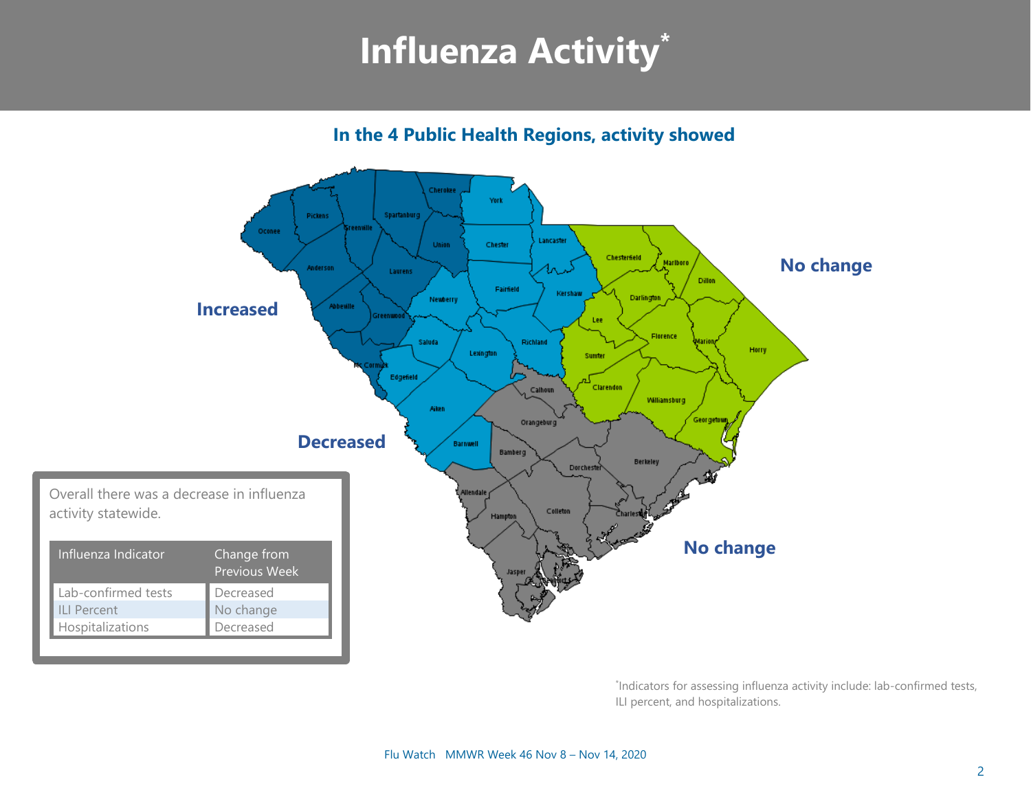# Influenza Activity*

## In the 4 Public Health Regions, activity showed

Increased

Decreased

No change

No change

Overall there was a decrease in influenza activity statewide.

| Influenza Indicator | Change from Previous Week |
|---|---|
| Lab-confirmed tests | Decreased |
| ILI Percent | No change |
| Hospitalizations | Decreased |

*Indicators for assessing influenza activity include: lab-confirmed tests, ILI percent, and hospitalizations.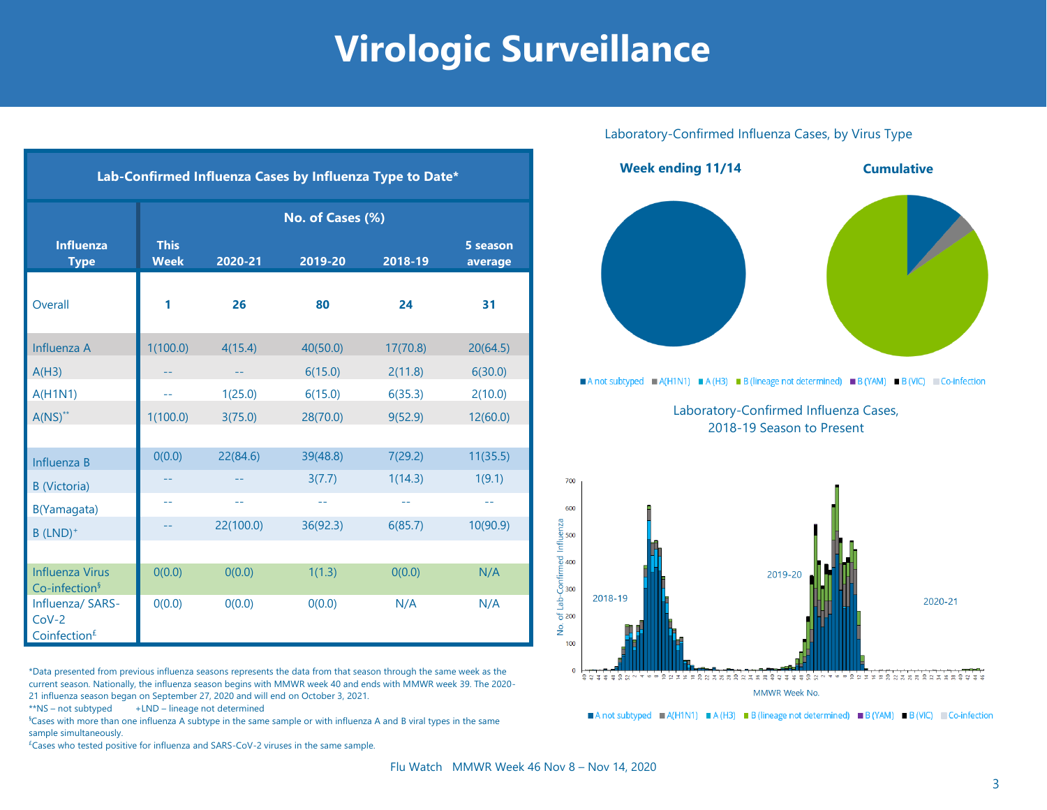# Virologic Surveillance

| Lab-Confirmed Influenza Cases by Influenza Type to Date* | | | | | |
|---|---|---|---|---|---|
| | No. of Cases (%) | | | | |
| Influenza Type | This Week | 2020-21 | 2019-20 | 2018-19 | 5 season average |
| Overall | **1** | **26** | **80** | **24** | **31** |
| Influenza A | 1(100.0) | 4(15.4) | 40(50.0) | 17(70.8) | 20(64.5) |
| A(H3) | -- | -- | 6(15.0) | 2(11.8) | 6(30.0) |
| A(H1N1) | -- | 1(25.0) | 6(15.0) | 6(35.3) | 2(10.0) |
| A(NS)** | 1(100.0) | 3(75.0) | 28(70.0) | 9(52.9) | 12(60.0) |
| Influenza B | 0(0.0) | 22(84.6) | 39(48.8) | 7(29.2) | 11(35.5) |
| B (Victoria) | -- | -- | 3(7.7) | 1(14.3) | 1(9.1) |
| B(Yamagata) | -- | -- | -- | -- | -- |
| B (LND)+ | -- | 22(100.0) | 36(92.3) | 6(85.7) | 10(90.9) |
| Influenza Virus Co-infection§ | 0(0.0) | 0(0.0) | 1(1.3) | 0(0.0) | N/A |
| Influenza/ SARS-CoV-2 Coinfection£ | 0(0.0) | 0(0.0) | 0(0.0) | N/A | N/A |

*Data presented from previous influenza seasons represents the data from that season through the same week as the current season. Nationally, the influenza season begins with MMWR week 40 and ends with MMWR week 39. The 2020-21 influenza season began on September 27, 2020 and will end on October 3, 2021.

**NS – not subtyped +LND – lineage not determined

§Cases with more than one influenza A subtype in the same sample or with influenza A and B viral types in the same sample simultaneously.

£Cases who tested positive for influenza and SARS-CoV-2 viruses in the same sample.

Laboratory-Confirmed Influenza Cases, by Virus Type

Laboratory-Confirmed Influenza Cases, 2018-19 Season to Present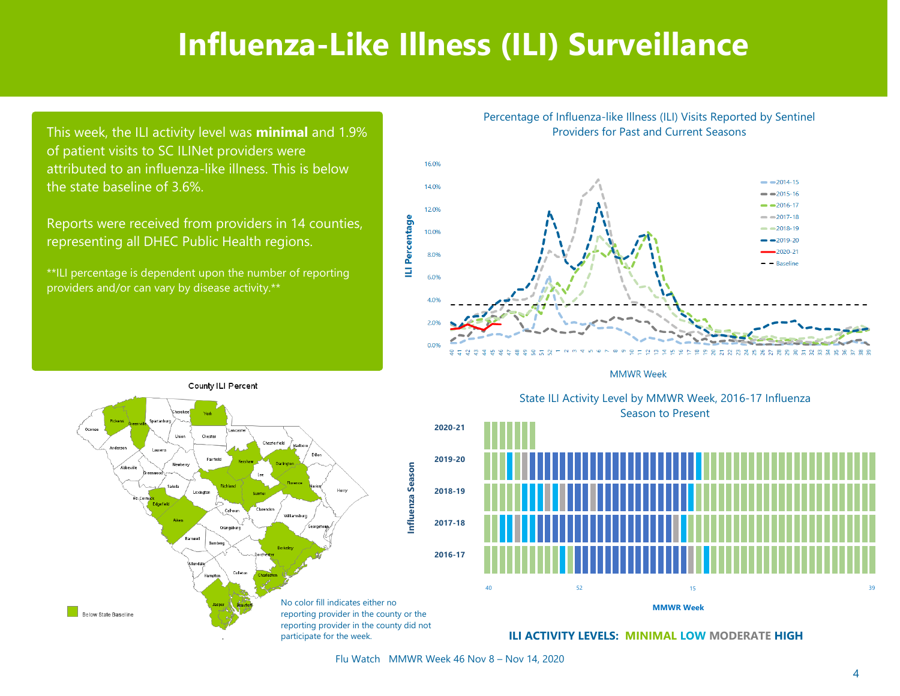# Influenza-Like Illness (ILI) Surveillance

This week, the ILI activity level was **minimal** and 1.9% of patient visits to SC ILINet providers were attributed to an influenza-like illness. This is below the state baseline of 3.6%.

Reports were received from providers in 14 counties, representing all DHEC Public Health regions.

**ILI percentage is dependent upon the number of reporting providers and/or can vary by disease activity.**

Percentage of Influenza-like Illness (ILI) Visits Reported by Sentinel Providers for Past and Current Seasons

County ILI Percent

Below State Baseline

No color fill indicates either no reporting provider in the county or the reporting provider in the county did not participate for the week.

State ILI Activity Level by MMWR Week, 2016-17 Influenza Season to Present

ILI ACTIVITY LEVELS: MINIMAL LOW MODERATE HIGH

Flu Watch MMWR Week 46 Nov 8 – Nov 14, 2020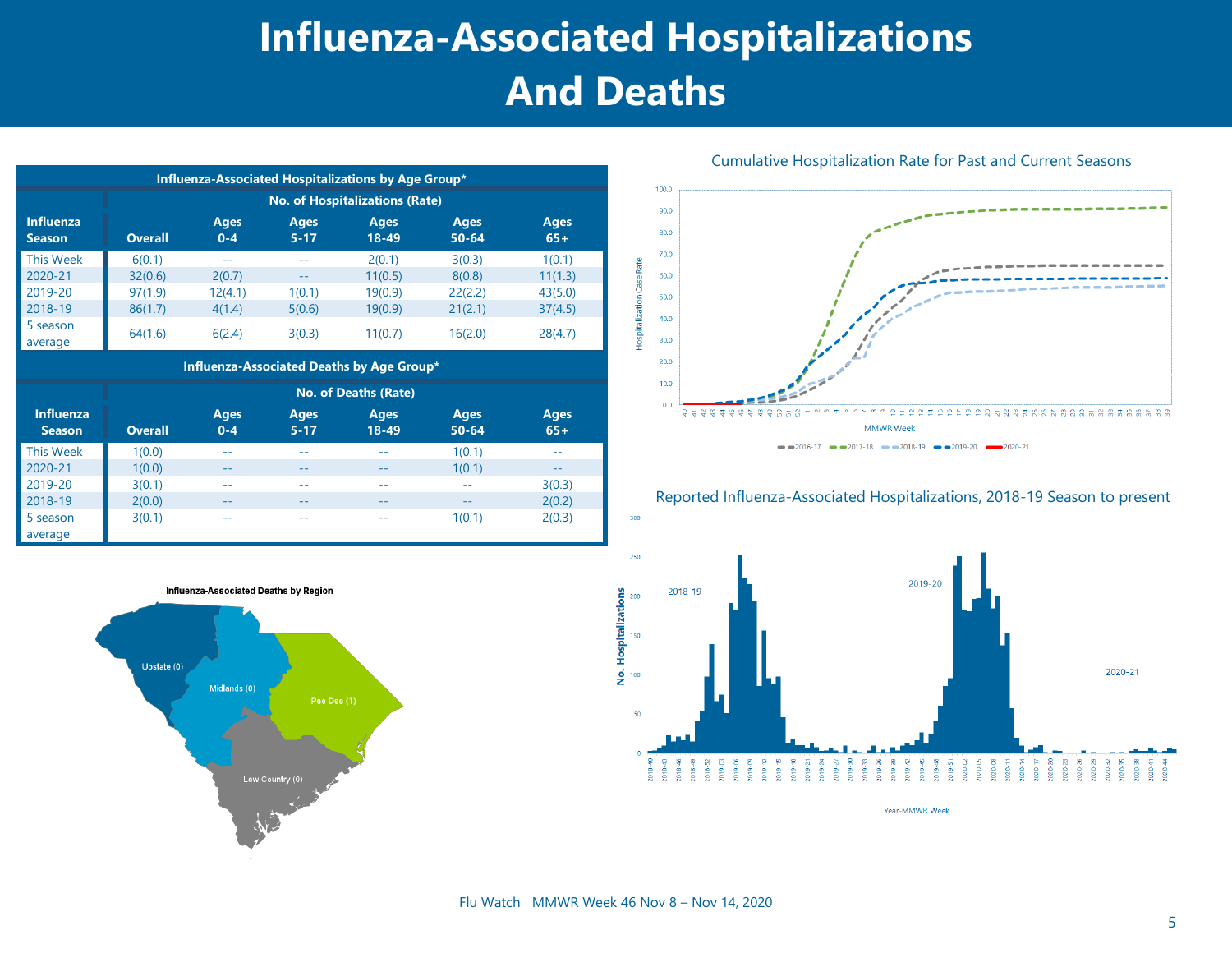# Influenza-Associated Hospitalizations And Deaths

**Influenza-Associated Hospitalizations by Age Group***

| Influenza Season | No. of Hospitalizations (Rate) | | | | | |
|---|---|---|---|---|---|---|
| | Overall | Ages 0-4 | Ages 5-17 | Ages 18-49 | Ages 50-64 | Ages 65+ |
| This Week | 6(0.1) | -- | -- | 2(0.1) | 3(0.3) | 1(0.1) |
| 2020-21 | 32(0.6) | 2(0.7) | -- | 11(0.5) | 8(0.8) | 11(1.3) |
| 2019-20 | 97(1.9) | 12(4.1) | 1(0.1) | 19(0.9) | 22(2.2) | 43(5.0) |
| 2018-19 | 86(1.7) | 4(1.4) | 5(0.6) | 19(0.9) | 21(2.1) | 37(4.5) |
| 5 season average | 64(1.6) | 6(2.4) | 3(0.3) | 11(0.7) | 16(2.0) | 28(4.7) |

**Influenza-Associated Deaths by Age Group***

| Influenza Season | No. of Deaths (Rate) | | | | | |
|---|---|---|---|---|---|---|
| | Overall | Ages 0-4 | Ages 5-17 | Ages 18-49 | Ages 50-64 | Ages 65+ |
| This Week | 1(0.0) | -- | -- | -- | 1(0.1) | -- |
| 2020-21 | 1(0.0) | -- | -- | -- | 1(0.1) | -- |
| 2019-20 | 3(0.1) | -- | -- | -- | -- | 3(0.3) |
| 2018-19 | 2(0.0) | -- | -- | -- | -- | 2(0.2) |
| 5 season average | 3(0.1) | -- | -- | -- | 1(0.1) | 2(0.3) |

Cumulative Hospitalization Rate for Past and Current Seasons

Hospitalization Case Rate

MMWR Week

2016-17 2017-18 2018-19 2019-20 2020-21

Influenza-Associated Deaths by Region

Upstate (0)
Midlands (0)
Pee Dee (1)
Low Country (0)

Reported Influenza-Associated Hospitalizations, 2018-19 Season to present

No. Hospitalizations

2018-19 2019-20 2020-21

Year-MMWR Week

Flu Watch MMWR Week 46 Nov 8 – Nov 14, 2020